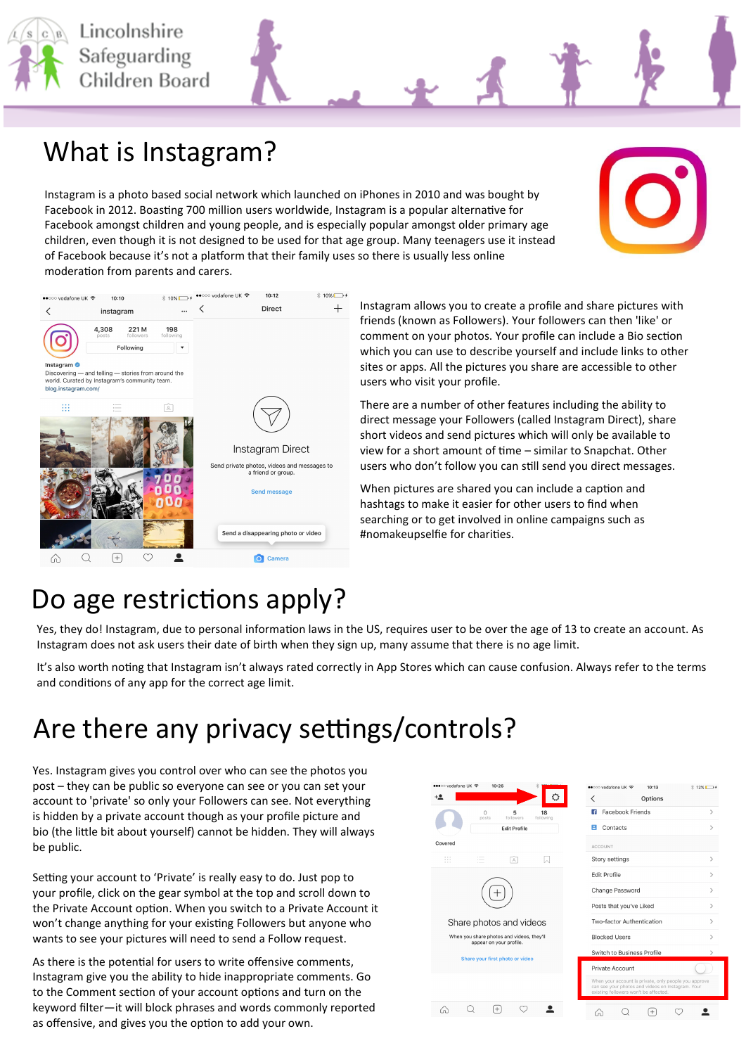Lincolnshire Safeguarding Children Board

# What is Instagram?

Instagram is a photo based social network which launched on iPhones in 2010 and was bought by Facebook in 2012. Boasting 700 million users worldwide, Instagram is a popular alternative for Facebook amongst children and young people, and is especially popular amongst older primary age children, even though it is not designed to be used for that age group. Many teenagers use it instead of Facebook because it's not a platform that their family uses so there is usually less online moderation from parents and carers.

Instagram allows you to create a profile and share pictures with friends (known as Followers). Your followers can then 'like' or comment on your photos. Your profile can include a Bio section which you can use to describe yourself and include links to other sites or apps. All the pictures you share are accessible to other users who visit your profile.

There are a number of other features including the ability to direct message your Followers (called Instagram Direct), share short videos and send pictures which will only be available to view for a short amount of time – similar to Snapchat. Other users who don't follow you can still send you direct messages.

When pictures are shared you can include a caption and hashtags to make it easier for other users to find when searching or to get involved in online campaigns such as #nomakeupselfie for charities.

# Do age restrictions apply?

Yes, they do! Instagram, due to personal information laws in the US, requires user to be over the age of 13 to create an account. As Instagram does not ask users their date of birth when they sign up, many assume that there is no age limit.

It's also worth noting that Instagram isn't always rated correctly in App Stores which can cause confusion. Always refer to the terms and conditions of any app for the correct age limit.

# Are there any privacy settings/controls?

Yes. Instagram gives you control over who can see the photos you post – they can be public so everyone can see or you can set your account to 'private' so only your Followers can see. Not everything is hidden by a private account though as your profile picture and bio (the little bit about yourself) cannot be hidden. They will always be public.

Setting your account to 'Private' is really easy to do. Just pop to your profile, click on the gear symbol at the top and scroll down to the Private Account option. When you switch to a Private Account it won't change anything for your existing Followers but anyone who wants to see your pictures will need to send a Follow request.

As there is the potential for users to write offensive comments, Instagram give you the ability to hide inappropriate comments. Go to the Comment section of your account options and turn on the keyword filter—it will block phrases and words commonly reported as offensive, and gives you the option to add your own.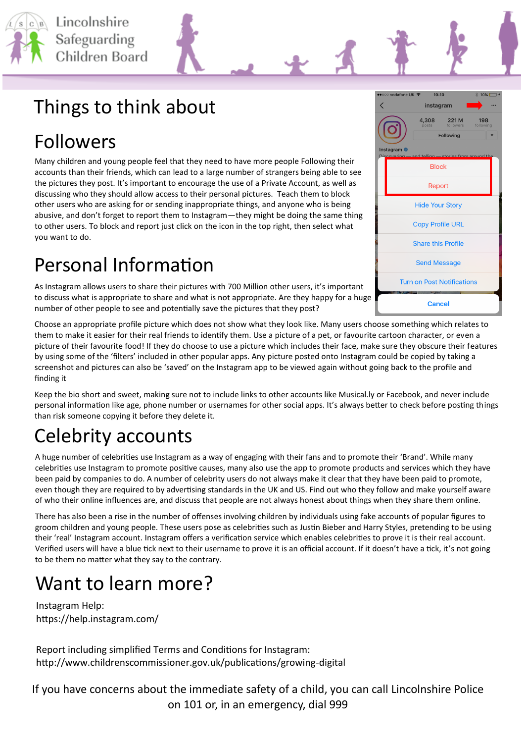# Things to think about

## Followers

Many children and young people feel that they need to have more people Following their accounts than their friends, which can lead to a large number of strangers being able to see the pictures they post. It's important to encourage the use of a Private Account, as well as discussing who they should allow access to their personal pictures. Teach them to block other users who are asking for or sending inappropriate things, and anyone who is being abusive, and don't forget to report them to Instagram—they might be doing the same thing to other users. To block and report just click on the icon in the top right, then select what you want to do.

## Personal Information

As Instagram allows users to share their pictures with 700 Million other users, it's important to discuss what is appropriate to share and what is not appropriate. Are they happy for a huge number of other people to see and potentially save the pictures that they post?

Choose an appropriate profile picture which does not show what they look like. Many users choose something which relates to them to make it easier for their real friends to identify them. Use a picture of a pet, or favourite cartoon character, or even a picture of their favourite food! If they do choose to use a picture which includes their face, make sure they obscure their features by using some of the 'filters' included in other popular apps. Any picture posted onto Instagram could be copied by taking a screenshot and pictures can also be 'saved' on the Instagram app to be viewed again without going back to the profile and finding it

Keep the bio short and sweet, making sure not to include links to other accounts like Musical.ly or Facebook, and never include personal information like age, phone number or usernames for other social apps. It's always better to check before posting things than risk someone copying it before they delete it.

## Celebrity accounts

A huge number of celebrities use Instagram as a way of engaging with their fans and to promote their 'Brand'. While many celebrities use Instagram to promote positive causes, many also use the app to promote products and services which they have been paid by companies to do. A number of celebrity users do not always make it clear that they have been paid to promote, even though they are required to by advertising standards in the UK and US. Find out who they follow and make yourself aware of who their online influences are, and discuss that people are not always honest about things when they share them online.

There has also been a rise in the number of offenses involving children by individuals using fake accounts of popular figures to groom children and young people. These users pose as celebrities such as Justin Bieber and Harry Styles, pretending to be using their 'real' Instagram account. Instagram offers a verification service which enables celebrities to prove it is their real account. Verified users will have a blue tick next to their username to prove it is an official account. If it doesn't have a tick, it's not going to be them no matter what they say to the contrary.

## Want to learn more?

Instagram Help:
https://help.instagram.com/

Report including simplified Terms and Conditions for Instagram:
http://www.childrenscommissioner.gov.uk/publications/growing-digital

If you have concerns about the immediate safety of a child, you can call Lincolnshire Police on 101 or, in an emergency, dial 999